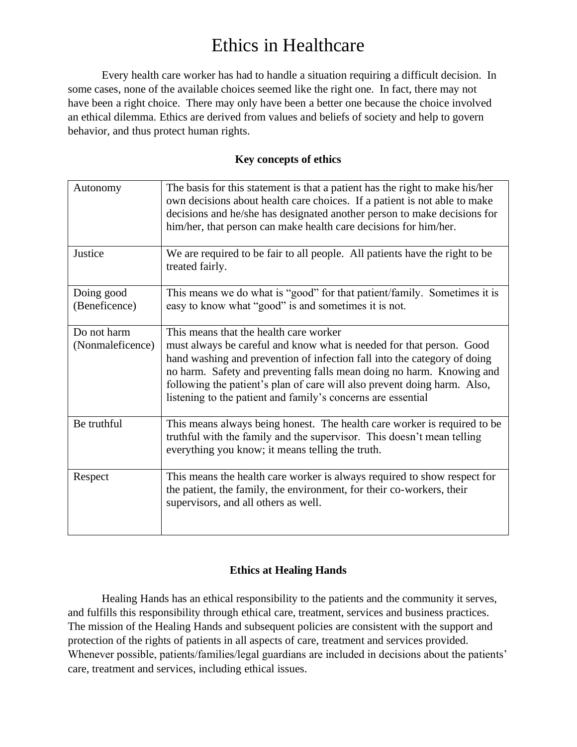# Ethics in Healthcare

Every health care worker has had to handle a situation requiring a difficult decision. In some cases, none of the available choices seemed like the right one. In fact, there may not have been a right choice. There may only have been a better one because the choice involved an ethical dilemma. Ethics are derived from values and beliefs of society and help to govern behavior, and thus protect human rights.

**Key concepts of ethics**

| | |
|---|---|
| Autonomy | The basis for this statement is that a patient has the right to make his/her own decisions about health care choices. If a patient is not able to make decisions and he/she has designated another person to make decisions for him/her, that person can make health care decisions for him/her. |
| Justice | We are required to be fair to all people. All patients have the right to be treated fairly. |
| Doing good (Beneficence) | This means we do what is "good" for that patient/family. Sometimes it is easy to know what "good" is and sometimes it is not. |
| Do not harm (Nonmaleficence) | This means that the health care worker must always be careful and know what is needed for that person. Good hand washing and prevention of infection fall into the category of doing no harm. Safety and preventing falls mean doing no harm. Knowing and following the patient's plan of care will also prevent doing harm. Also, listening to the patient and family's concerns are essential |
| Be truthful | This means always being honest. The health care worker is required to be truthful with the family and the supervisor. This doesn't mean telling everything you know; it means telling the truth. |
| Respect | This means the health care worker is always required to show respect for the patient, the family, the environment, for their co-workers, their supervisors, and all others as well. |

**Ethics at Healing Hands**

Healing Hands has an ethical responsibility to the patients and the community it serves, and fulfills this responsibility through ethical care, treatment, services and business practices. The mission of the Healing Hands and subsequent policies are consistent with the support and protection of the rights of patients in all aspects of care, treatment and services provided. Whenever possible, patients/families/legal guardians are included in decisions about the patients' care, treatment and services, including ethical issues.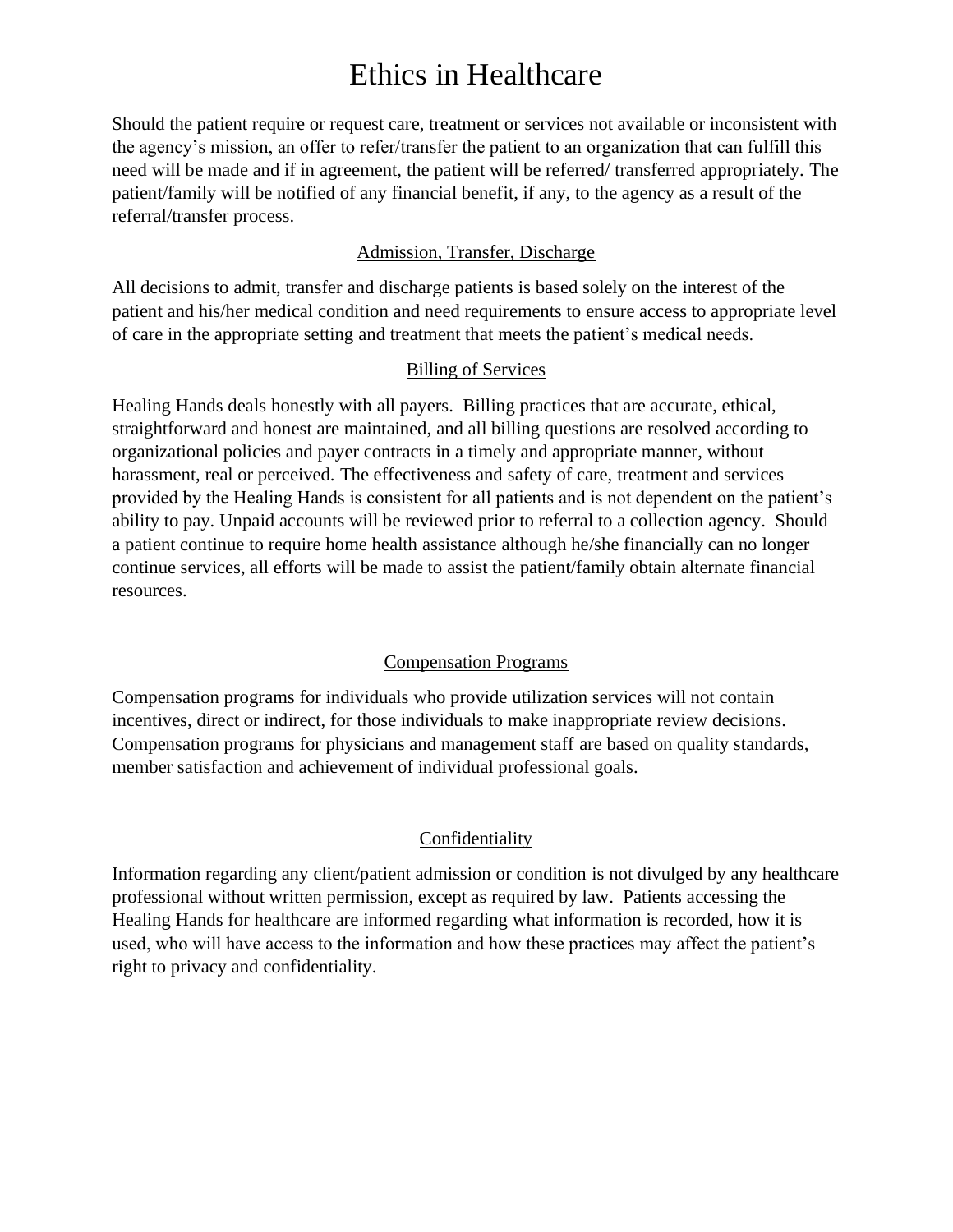# Ethics in Healthcare

Should the patient require or request care, treatment or services not available or inconsistent with the agency's mission, an offer to refer/transfer the patient to an organization that can fulfill this need will be made and if in agreement, the patient will be referred/ transferred appropriately. The patient/family will be notified of any financial benefit, if any, to the agency as a result of the referral/transfer process.

## Admission, Transfer, Discharge

All decisions to admit, transfer and discharge patients is based solely on the interest of the patient and his/her medical condition and need requirements to ensure access to appropriate level of care in the appropriate setting and treatment that meets the patient's medical needs.

## Billing of Services

Healing Hands deals honestly with all payers. Billing practices that are accurate, ethical, straightforward and honest are maintained, and all billing questions are resolved according to organizational policies and payer contracts in a timely and appropriate manner, without harassment, real or perceived. The effectiveness and safety of care, treatment and services provided by the Healing Hands is consistent for all patients and is not dependent on the patient's ability to pay. Unpaid accounts will be reviewed prior to referral to a collection agency. Should a patient continue to require home health assistance although he/she financially can no longer continue services, all efforts will be made to assist the patient/family obtain alternate financial resources.

## Compensation Programs

Compensation programs for individuals who provide utilization services will not contain incentives, direct or indirect, for those individuals to make inappropriate review decisions. Compensation programs for physicians and management staff are based on quality standards, member satisfaction and achievement of individual professional goals.

## Confidentiality

Information regarding any client/patient admission or condition is not divulged by any healthcare professional without written permission, except as required by law. Patients accessing the Healing Hands for healthcare are informed regarding what information is recorded, how it is used, who will have access to the information and how these practices may affect the patient's right to privacy and confidentiality.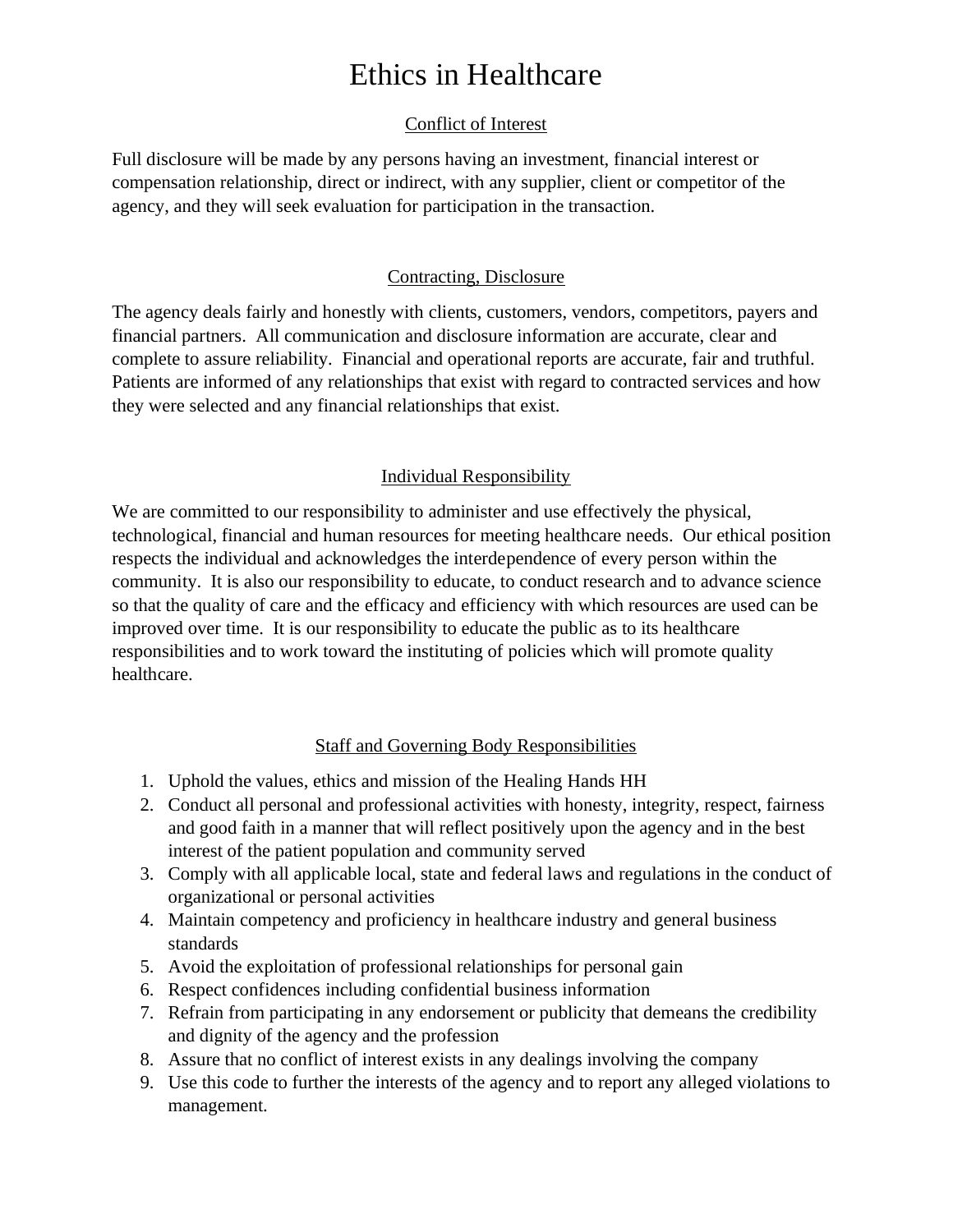# Ethics in Healthcare

## Conflict of Interest

Full disclosure will be made by any persons having an investment, financial interest or compensation relationship, direct or indirect, with any supplier, client or competitor of the agency, and they will seek evaluation for participation in the transaction.

## Contracting, Disclosure

The agency deals fairly and honestly with clients, customers, vendors, competitors, payers and financial partners. All communication and disclosure information are accurate, clear and complete to assure reliability. Financial and operational reports are accurate, fair and truthful. Patients are informed of any relationships that exist with regard to contracted services and how they were selected and any financial relationships that exist.

## Individual Responsibility

We are committed to our responsibility to administer and use effectively the physical, technological, financial and human resources for meeting healthcare needs. Our ethical position respects the individual and acknowledges the interdependence of every person within the community. It is also our responsibility to educate, to conduct research and to advance science so that the quality of care and the efficacy and efficiency with which resources are used can be improved over time. It is our responsibility to educate the public as to its healthcare responsibilities and to work toward the instituting of policies which will promote quality healthcare.

## Staff and Governing Body Responsibilities

1. Uphold the values, ethics and mission of the Healing Hands HH
2. Conduct all personal and professional activities with honesty, integrity, respect, fairness and good faith in a manner that will reflect positively upon the agency and in the best interest of the patient population and community served
3. Comply with all applicable local, state and federal laws and regulations in the conduct of organizational or personal activities
4. Maintain competency and proficiency in healthcare industry and general business standards
5. Avoid the exploitation of professional relationships for personal gain
6. Respect confidences including confidential business information
7. Refrain from participating in any endorsement or publicity that demeans the credibility and dignity of the agency and the profession
8. Assure that no conflict of interest exists in any dealings involving the company
9. Use this code to further the interests of the agency and to report any alleged violations to management.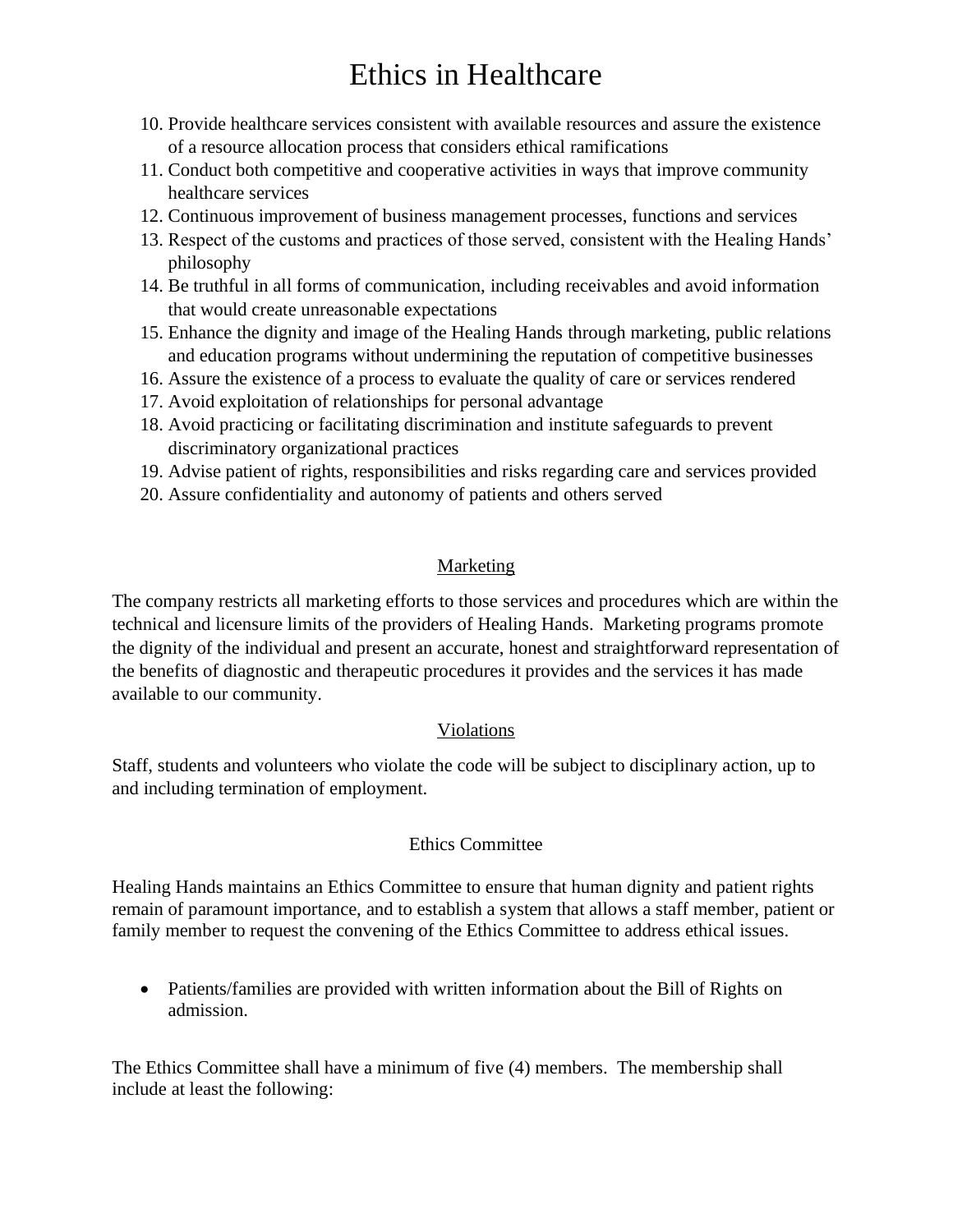# Ethics in Healthcare

10. Provide healthcare services consistent with available resources and assure the existence of a resource allocation process that considers ethical ramifications
11. Conduct both competitive and cooperative activities in ways that improve community healthcare services
12. Continuous improvement of business management processes, functions and services
13. Respect of the customs and practices of those served, consistent with the Healing Hands' philosophy
14. Be truthful in all forms of communication, including receivables and avoid information that would create unreasonable expectations
15. Enhance the dignity and image of the Healing Hands through marketing, public relations and education programs without undermining the reputation of competitive businesses
16. Assure the existence of a process to evaluate the quality of care or services rendered
17. Avoid exploitation of relationships for personal advantage
18. Avoid practicing or facilitating discrimination and institute safeguards to prevent discriminatory organizational practices
19. Advise patient of rights, responsibilities and risks regarding care and services provided
20. Assure confidentiality and autonomy of patients and others served

## Marketing

The company restricts all marketing efforts to those services and procedures which are within the technical and licensure limits of the providers of Healing Hands. Marketing programs promote the dignity of the individual and present an accurate, honest and straightforward representation of the benefits of diagnostic and therapeutic procedures it provides and the services it has made available to our community.

## Violations

Staff, students and volunteers who violate the code will be subject to disciplinary action, up to and including termination of employment.

## Ethics Committee

Healing Hands maintains an Ethics Committee to ensure that human dignity and patient rights remain of paramount importance, and to establish a system that allows a staff member, patient or family member to request the convening of the Ethics Committee to address ethical issues.

- Patients/families are provided with written information about the Bill of Rights on admission.

The Ethics Committee shall have a minimum of five (4) members. The membership shall include at least the following: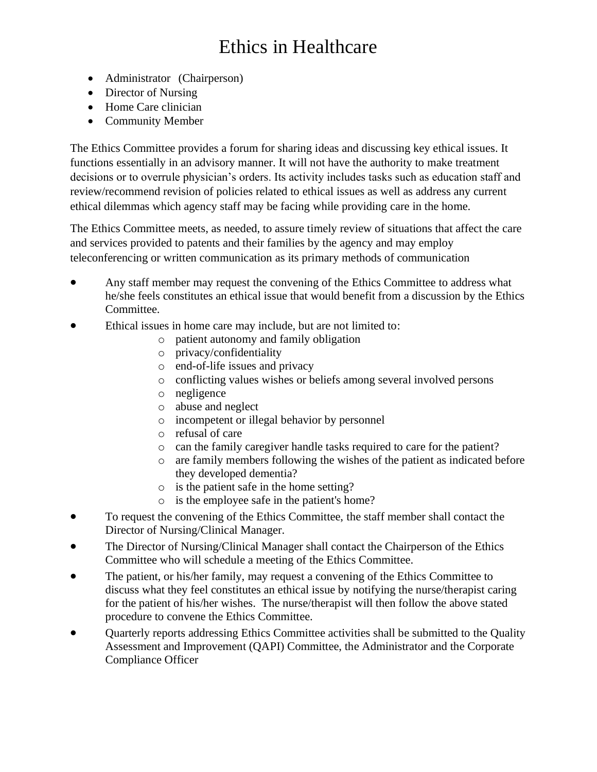# Ethics in Healthcare

- Administrator (Chairperson)
- Director of Nursing
- Home Care clinician
- Community Member

The Ethics Committee provides a forum for sharing ideas and discussing key ethical issues. It functions essentially in an advisory manner. It will not have the authority to make treatment decisions or to overrule physician's orders. Its activity includes tasks such as education staff and review/recommend revision of policies related to ethical issues as well as address any current ethical dilemmas which agency staff may be facing while providing care in the home.

The Ethics Committee meets, as needed, to assure timely review of situations that affect the care and services provided to patents and their families by the agency and may employ teleconferencing or written communication as its primary methods of communication

- Any staff member may request the convening of the Ethics Committee to address what he/she feels constitutes an ethical issue that would benefit from a discussion by the Ethics Committee.
- Ethical issues in home care may include, but are not limited to:
    - patient autonomy and family obligation
    - privacy/confidentiality
    - end-of-life issues and privacy
    - conflicting values wishes or beliefs among several involved persons
    - negligence
    - abuse and neglect
    - incompetent or illegal behavior by personnel
    - refusal of care
    - can the family caregiver handle tasks required to care for the patient?
    - are family members following the wishes of the patient as indicated before they developed dementia?
    - is the patient safe in the home setting?
    - is the employee safe in the patient's home?
- To request the convening of the Ethics Committee, the staff member shall contact the Director of Nursing/Clinical Manager.
- The Director of Nursing/Clinical Manager shall contact the Chairperson of the Ethics Committee who will schedule a meeting of the Ethics Committee.
- The patient, or his/her family, may request a convening of the Ethics Committee to discuss what they feel constitutes an ethical issue by notifying the nurse/therapist caring for the patient of his/her wishes. The nurse/therapist will then follow the above stated procedure to convene the Ethics Committee.
- Quarterly reports addressing Ethics Committee activities shall be submitted to the Quality Assessment and Improvement (QAPI) Committee, the Administrator and the Corporate Compliance Officer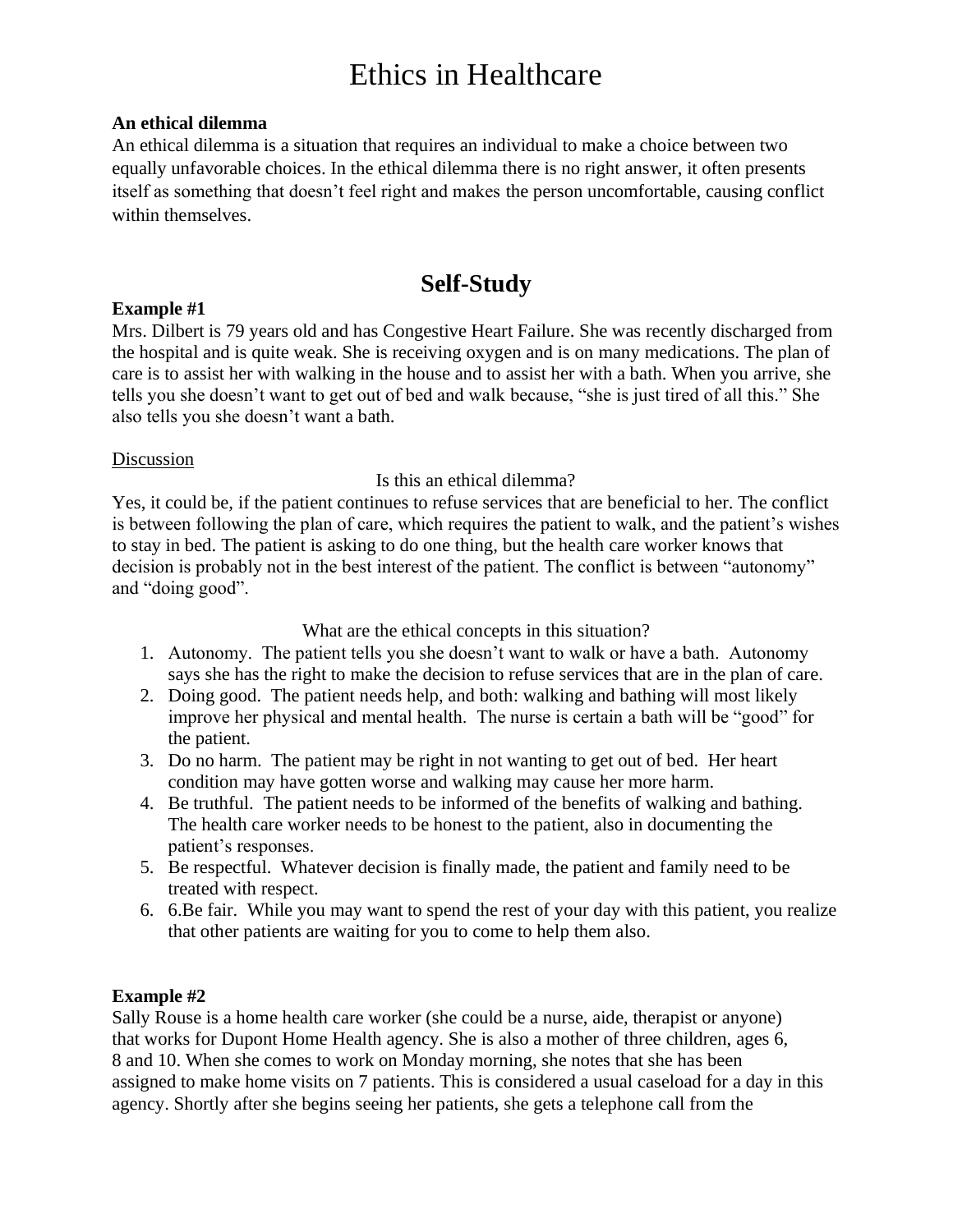# Ethics in Healthcare

**An ethical dilemma**

An ethical dilemma is a situation that requires an individual to make a choice between two equally unfavorable choices. In the ethical dilemma there is no right answer, it often presents itself as something that doesn't feel right and makes the person uncomfortable, causing conflict within themselves.

## Self-Study

**Example #1**

Mrs. Dilbert is 79 years old and has Congestive Heart Failure. She was recently discharged from the hospital and is quite weak. She is receiving oxygen and is on many medications. The plan of care is to assist her with walking in the house and to assist her with a bath. When you arrive, she tells you she doesn't want to get out of bed and walk because, "she is just tired of all this." She also tells you she doesn't want a bath.

Discussion

Is this an ethical dilemma?

Yes, it could be, if the patient continues to refuse services that are beneficial to her. The conflict is between following the plan of care, which requires the patient to walk, and the patient's wishes to stay in bed. The patient is asking to do one thing, but the health care worker knows that decision is probably not in the best interest of the patient. The conflict is between "autonomy" and "doing good".

What are the ethical concepts in this situation?

1. Autonomy. The patient tells you she doesn't want to walk or have a bath. Autonomy says she has the right to make the decision to refuse services that are in the plan of care.
2. Doing good. The patient needs help, and both: walking and bathing will most likely improve her physical and mental health. The nurse is certain a bath will be "good" for the patient.
3. Do no harm. The patient may be right in not wanting to get out of bed. Her heart condition may have gotten worse and walking may cause her more harm.
4. Be truthful. The patient needs to be informed of the benefits of walking and bathing. The health care worker needs to be honest to the patient, also in documenting the patient's responses.
5. Be respectful. Whatever decision is finally made, the patient and family need to be treated with respect.
6. 6.Be fair. While you may want to spend the rest of your day with this patient, you realize that other patients are waiting for you to come to help them also.

**Example #2**

Sally Rouse is a home health care worker (she could be a nurse, aide, therapist or anyone) that works for Dupont Home Health agency. She is also a mother of three children, ages 6, 8 and 10. When she comes to work on Monday morning, she notes that she has been assigned to make home visits on 7 patients. This is considered a usual caseload for a day in this agency. Shortly after she begins seeing her patients, she gets a telephone call from the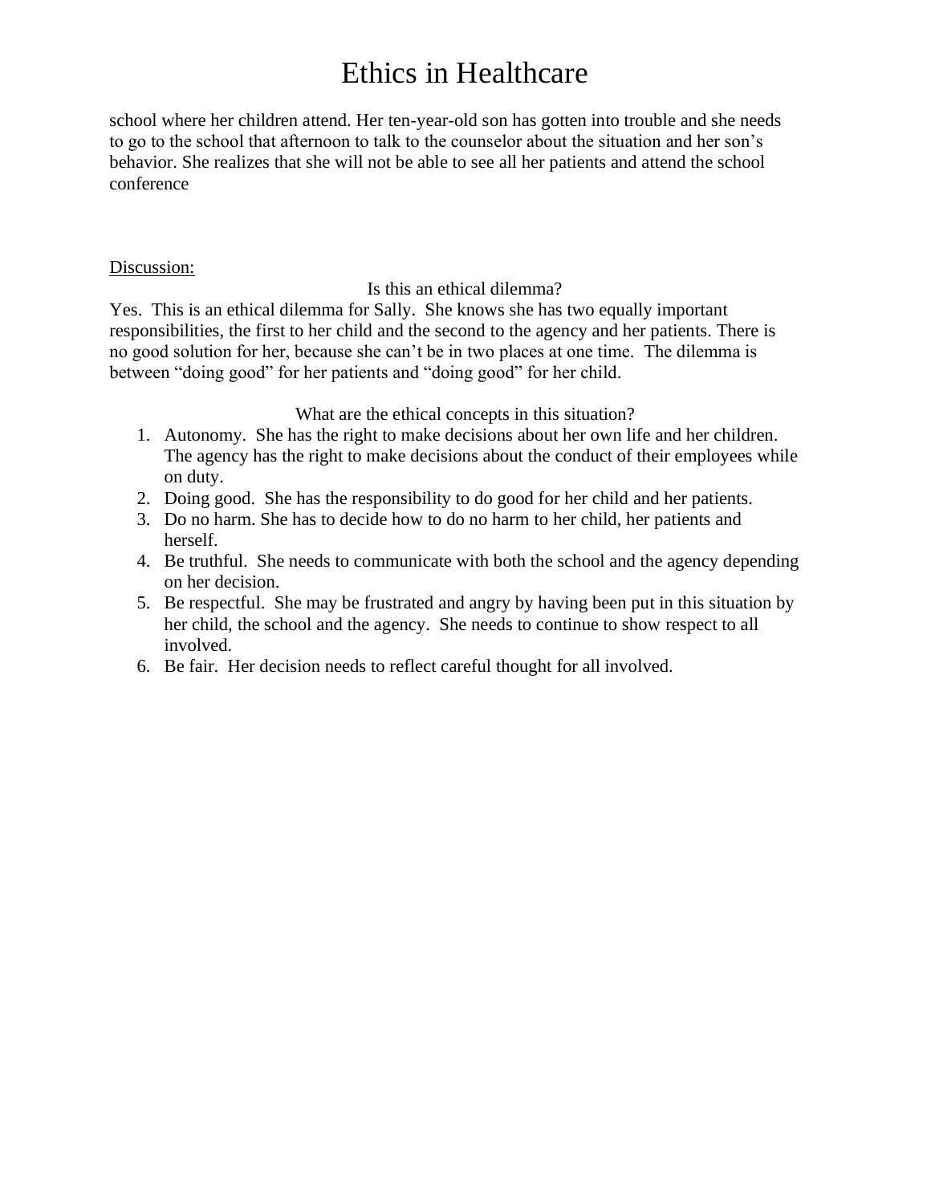school where her children attend. Her ten-year-old son has gotten into trouble and she needs to go to the school that afternoon to talk to the counselor about the situation and her son's behavior. She realizes that she will not be able to see all her patients and attend the school conference

Discussion:

Is this an ethical dilemma?

Yes. This is an ethical dilemma for Sally. She knows she has two equally important responsibilities, the first to her child and the second to the agency and her patients. There is no good solution for her, because she can't be in two places at one time. The dilemma is between "doing good" for her patients and "doing good" for her child.

What are the ethical concepts in this situation?

1. Autonomy. She has the right to make decisions about her own life and her children. The agency has the right to make decisions about the conduct of their employees while on duty.
2. Doing good. She has the responsibility to do good for her child and her patients.
3. Do no harm. She has to decide how to do no harm to her child, her patients and herself.
4. Be truthful. She needs to communicate with both the school and the agency depending on her decision.
5. Be respectful. She may be frustrated and angry by having been put in this situation by her child, the school and the agency. She needs to continue to show respect to all involved.
6. Be fair. Her decision needs to reflect careful thought for all involved.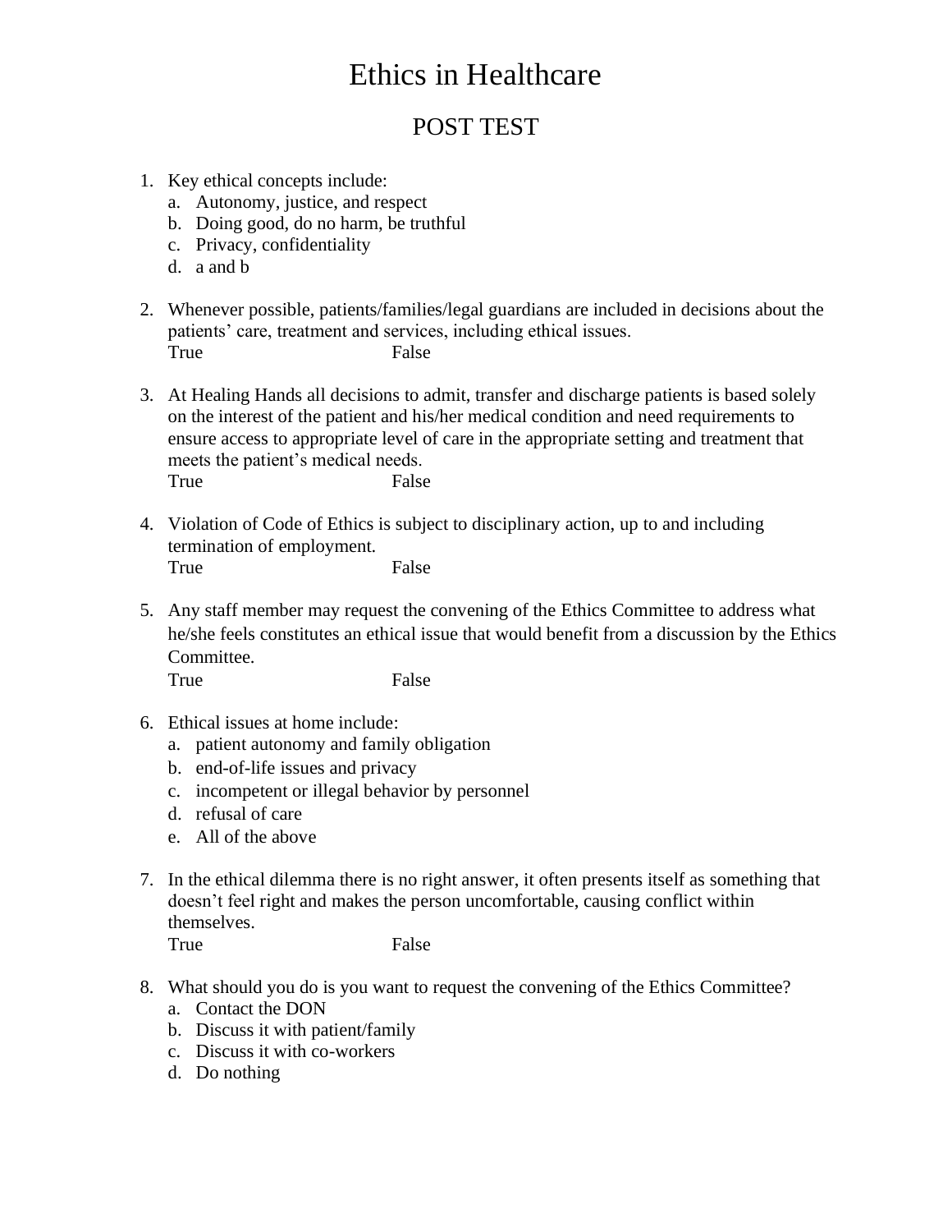# Ethics in Healthcare

## POST TEST

1. Key ethical concepts include:
   a. Autonomy, justice, and respect
   b. Doing good, do no harm, be truthful
   c. Privacy, confidentiality
   d. a and b

2. Whenever possible, patients/families/legal guardians are included in decisions about the patients' care, treatment and services, including ethical issues.
   True False

3. At Healing Hands all decisions to admit, transfer and discharge patients is based solely on the interest of the patient and his/her medical condition and need requirements to ensure access to appropriate level of care in the appropriate setting and treatment that meets the patient's medical needs.
   True False

4. Violation of Code of Ethics is subject to disciplinary action, up to and including termination of employment.
   True False

5. Any staff member may request the convening of the Ethics Committee to address what he/she feels constitutes an ethical issue that would benefit from a discussion by the Ethics Committee.
   True False

6. Ethical issues at home include:
   a. patient autonomy and family obligation
   b. end-of-life issues and privacy
   c. incompetent or illegal behavior by personnel
   d. refusal of care
   e. All of the above

7. In the ethical dilemma there is no right answer, it often presents itself as something that doesn't feel right and makes the person uncomfortable, causing conflict within themselves.
   True False

8. What should you do is you want to request the convening of the Ethics Committee?
   a. Contact the DON
   b. Discuss it with patient/family
   c. Discuss it with co-workers
   d. Do nothing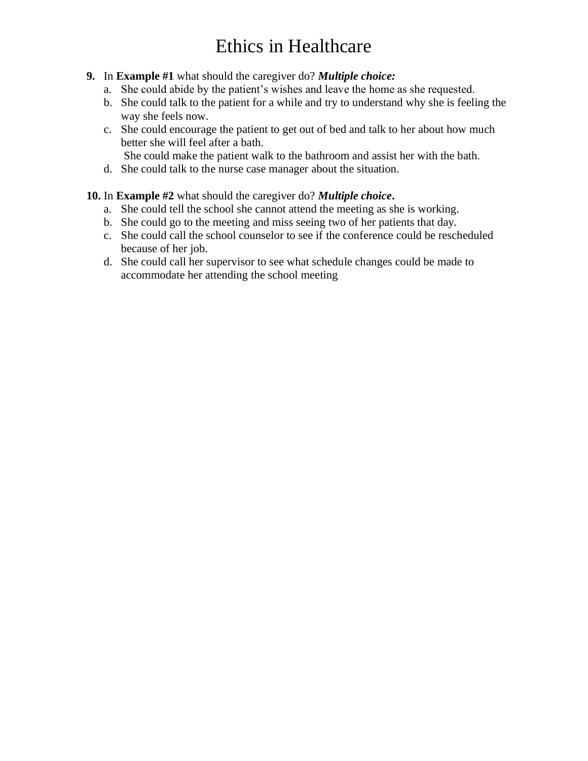# Ethics in Healthcare

**9.** In **Example #1** what should the caregiver do? ***Multiple choice:***

a. She could abide by the patient's wishes and leave the home as she requested.
b. She could talk to the patient for a while and try to understand why she is feeling the way she feels now.
c. She could encourage the patient to get out of bed and talk to her about how much better she will feel after a bath.
   She could make the patient walk to the bathroom and assist her with the bath.
d. She could talk to the nurse case manager about the situation.

**10.** In **Example #2** what should the caregiver do? ***Multiple choice*.**

a. She could tell the school she cannot attend the meeting as she is working.
b. She could go to the meeting and miss seeing two of her patients that day.
c. She could call the school counselor to see if the conference could be rescheduled because of her job.
d. She could call her supervisor to see what schedule changes could be made to accommodate her attending the school meeting